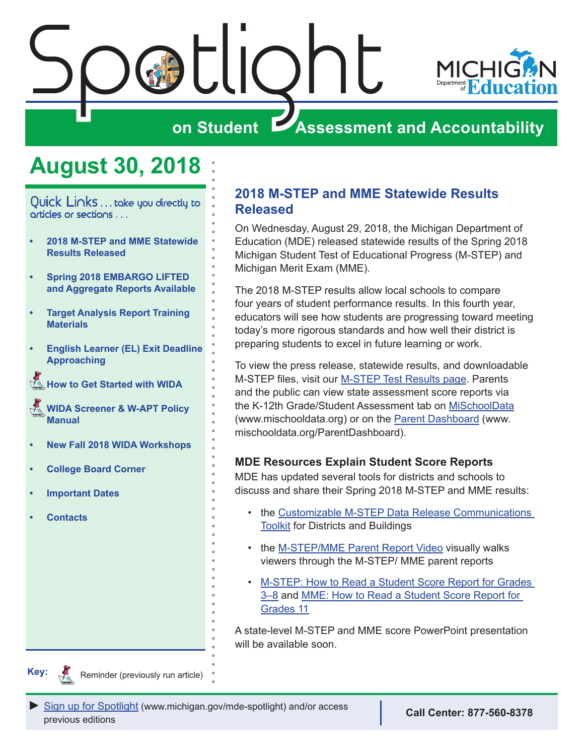# Spotlight on Student Assessment and Accountability

MICHIGAN Department of Education

## August 30, 2018

Quick Links . . . take you directly to articles or sections . . .

- **2018 M-STEP and MME Statewide Results Released**
- **Spring 2018 EMBARGO LIFTED and Aggregate Reports Available**
- **Target Analysis Report Training Materials**
- **English Learner (EL) Exit Deadline Approaching**
- **How to Get Started with WIDA**
- **WIDA Screener & W-APT Policy Manual**
- **New Fall 2018 WIDA Workshops**
- **College Board Corner**
- **Important Dates**
- **Contacts**

**Key:** Reminder (previously run article)

## 2018 M-STEP and MME Statewide Results Released

On Wednesday, August 29, 2018, the Michigan Department of Education (MDE) released statewide results of the Spring 2018 Michigan Student Test of Educational Progress (M-STEP) and Michigan Merit Exam (MME).

The 2018 M-STEP results allow local schools to compare four years of student performance results. In this fourth year, educators will see how students are progressing toward meeting today's more rigorous standards and how well their district is preparing students to excel in future learning or work.

To view the press release, statewide results, and downloadable M-STEP files, visit our M-STEP Test Results page. Parents and the public can view state assessment score reports via the K-12th Grade/Student Assessment tab on MiSchoolData (www.mischooldata.org) or on the Parent Dashboard (www.mischooldata.org/ParentDashboard).

### MDE Resources Explain Student Score Reports

MDE has updated several tools for districts and schools to discuss and share their Spring 2018 M-STEP and MME results:

- the Customizable M-STEP Data Release Communications Toolkit for Districts and Buildings
- the M-STEP/MME Parent Report Video visually walks viewers through the M-STEP/ MME parent reports
- M-STEP: How to Read a Student Score Report for Grades 3–8 and MME: How to Read a Student Score Report for Grades 11

A state-level M-STEP and MME score PowerPoint presentation will be available soon.

► Sign up for Spotlight (www.michigan.gov/mde-spotlight) and/or access previous editions

**Call Center: 877-560-8378**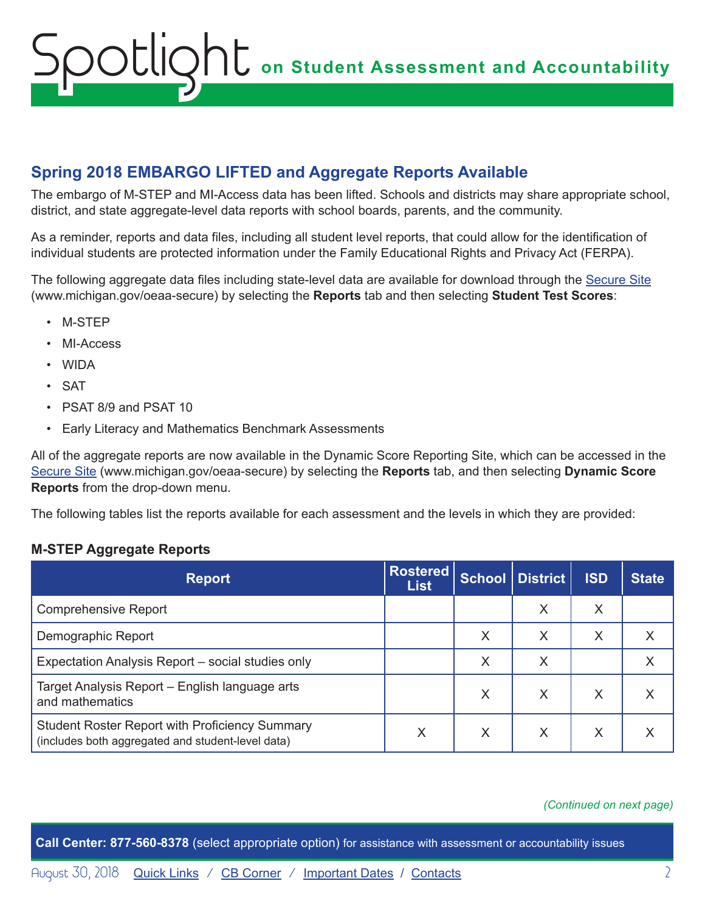## Spring 2018 EMBARGO LIFTED and Aggregate Reports Available

The embargo of M-STEP and MI-Access data has been lifted. Schools and districts may share appropriate school, district, and state aggregate-level data reports with school boards, parents, and the community.

As a reminder, reports and data files, including all student level reports, that could allow for the identification of individual students are protected information under the Family Educational Rights and Privacy Act (FERPA).

The following aggregate data files including state-level data are available for download through the Secure Site (www.michigan.gov/oeaa-secure) by selecting the **Reports** tab and then selecting **Student Test Scores**:

- M-STEP
- MI-Access
- WIDA
- SAT
- PSAT 8/9 and PSAT 10
- Early Literacy and Mathematics Benchmark Assessments

All of the aggregate reports are now available in the Dynamic Score Reporting Site, which can be accessed in the Secure Site (www.michigan.gov/oeaa-secure) by selecting the **Reports** tab, and then selecting **Dynamic Score Reports** from the drop-down menu.

The following tables list the reports available for each assessment and the levels in which they are provided:

### M-STEP Aggregate Reports

| Report | Rostered List | School | District | ISD | State |
|---|---|---|---|---|---|
| Comprehensive Report | | | X | X | |
| Demographic Report | | X | X | X | X |
| Expectation Analysis Report – social studies only | | X | X | | X |
| Target Analysis Report – English language arts and mathematics | | X | X | X | X |
| Student Roster Report with Proficiency Summary (includes both aggregated and student-level data) | X | X | X | X | X |

*(Continued on next page)*

**Call Center: 877-560-8378** (select appropriate option) for assistance with assessment or accountability issues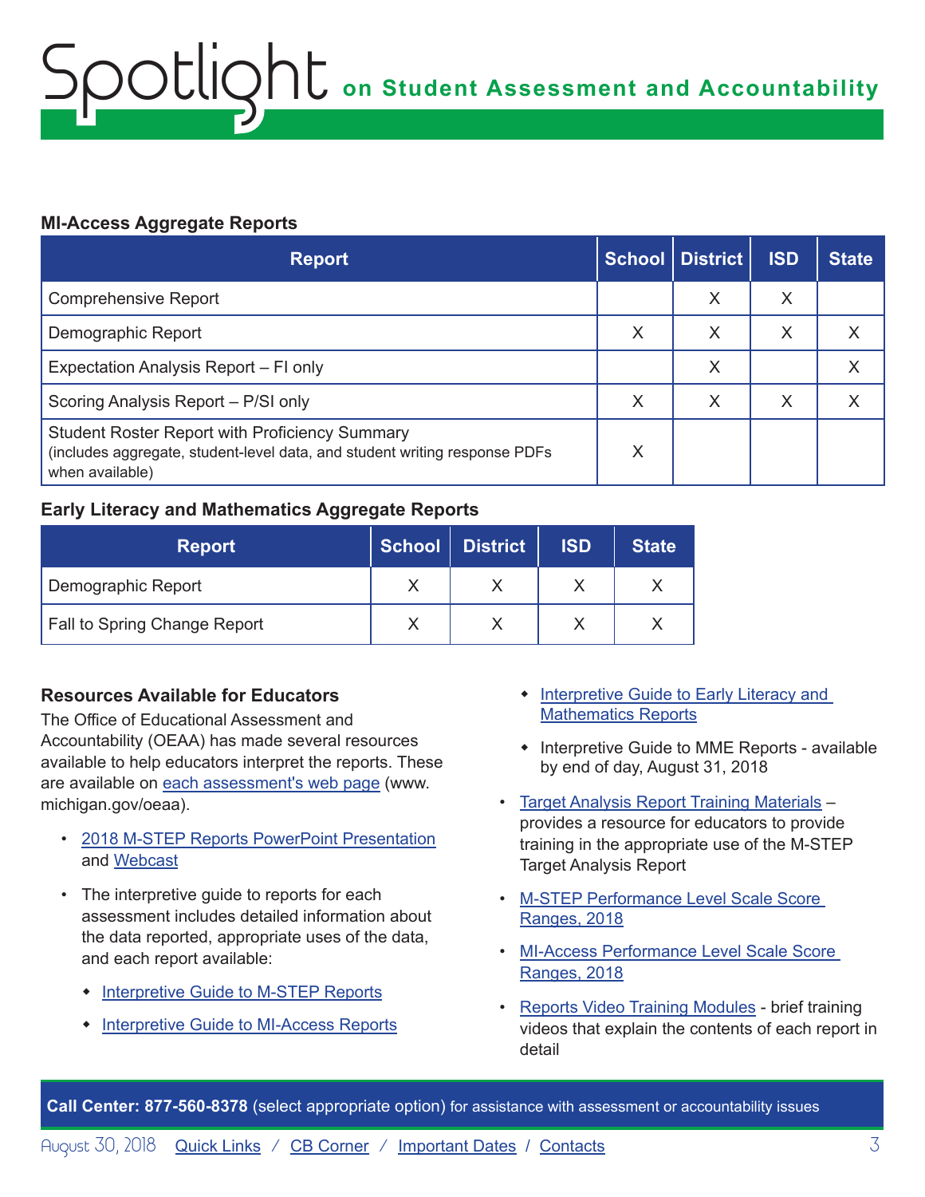## MI-Access Aggregate Reports

| Report | School | District | ISD | State |
|---|---|---|---|---|
| Comprehensive Report | | X | X | |
| Demographic Report | X | X | X | X |
| Expectation Analysis Report – FI only | | X | | X |
| Scoring Analysis Report – P/SI only | X | X | X | X |
| Student Roster Report with Proficiency Summary (includes aggregate, student-level data, and student writing response PDFs when available) | X | | | |

## Early Literacy and Mathematics Aggregate Reports

| Report | School | District | ISD | State |
|---|---|---|---|---|
| Demographic Report | X | X | X | X |
| Fall to Spring Change Report | X | X | X | X |

## Resources Available for Educators

The Office of Educational Assessment and Accountability (OEAA) has made several resources available to help educators interpret the reports. These are available on each assessment's web page (www.michigan.gov/oeaa).

- 2018 M-STEP Reports PowerPoint Presentation and Webcast
- The interpretive guide to reports for each assessment includes detailed information about the data reported, appropriate uses of the data, and each report available:
  - Interpretive Guide to M-STEP Reports
  - Interpretive Guide to MI-Access Reports
  - Interpretive Guide to Early Literacy and Mathematics Reports
  - Interpretive Guide to MME Reports - available by end of day, August 31, 2018
- Target Analysis Report Training Materials – provides a resource for educators to provide training in the appropriate use of the M-STEP Target Analysis Report
- M-STEP Performance Level Scale Score Ranges, 2018
- MI-Access Performance Level Scale Score Ranges, 2018
- Reports Video Training Modules - brief training videos that explain the contents of each report in detail

**Call Center: 877-560-8378** (select appropriate option) for assistance with assessment or accountability issues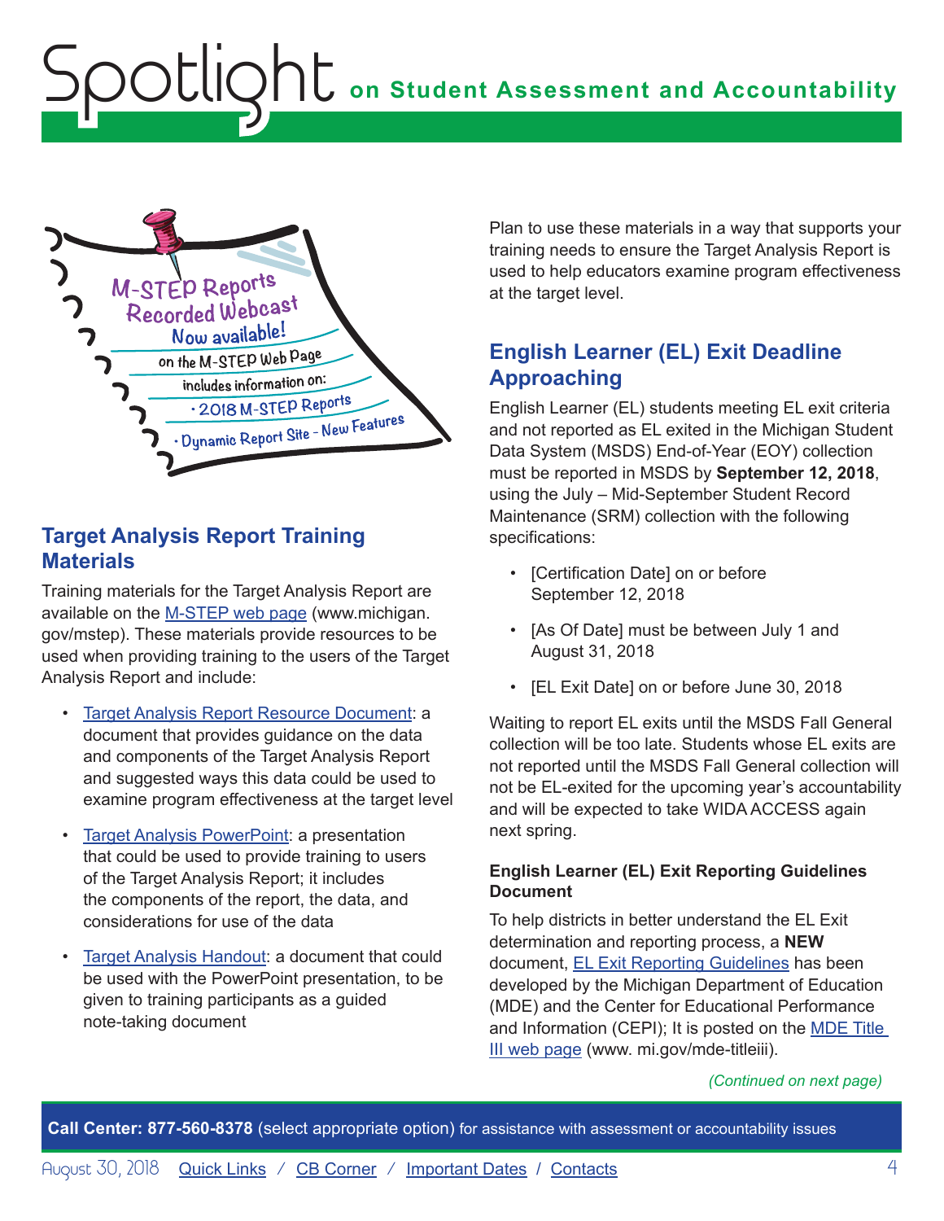M-STEP Reports Recorded Webcast Now available! on the M-STEP Web Page includes information on:

- 2018 M-STEP Reports
- Dynamic Report Site - New Features

## Target Analysis Report Training Materials

Training materials for the Target Analysis Report are available on the [M-STEP web page](www.michigan.gov/mstep) (www.michigan.gov/mstep). These materials provide resources to be used when providing training to the users of the Target Analysis Report and include:

- [Target Analysis Report Resource Document](): a document that provides guidance on the data and components of the Target Analysis Report and suggested ways this data could be used to examine program effectiveness at the target level
- [Target Analysis PowerPoint](): a presentation that could be used to provide training to users of the Target Analysis Report; it includes the components of the report, the data, and considerations for use of the data
- [Target Analysis Handout](): a document that could be used with the PowerPoint presentation, to be given to training participants as a guided note-taking document

Plan to use these materials in a way that supports your training needs to ensure the Target Analysis Report is used to help educators examine program effectiveness at the target level.

## English Learner (EL) Exit Deadline Approaching

English Learner (EL) students meeting EL exit criteria and not reported as EL exited in the Michigan Student Data System (MSDS) End-of-Year (EOY) collection must be reported in MSDS by **September 12, 2018**, using the July – Mid-September Student Record Maintenance (SRM) collection with the following specifications:

- [Certification Date] on or before September 12, 2018
- [As Of Date] must be between July 1 and August 31, 2018
- [EL Exit Date] on or before June 30, 2018

Waiting to report EL exits until the MSDS Fall General collection will be too late. Students whose EL exits are not reported until the MSDS Fall General collection will not be EL-exited for the upcoming year's accountability and will be expected to take WIDA ACCESS again next spring.

### English Learner (EL) Exit Reporting Guidelines Document

To help districts in better understand the EL Exit determination and reporting process, a **NEW** document, [EL Exit Reporting Guidelines]() has been developed by the Michigan Department of Education (MDE) and the Center for Educational Performance and Information (CEPI); It is posted on the [MDE Title III web page]() (www. mi.gov/mde-titleiii).

*(Continued on next page)*

**Call Center: 877-560-8378** (select appropriate option) for assistance with assessment or accountability issues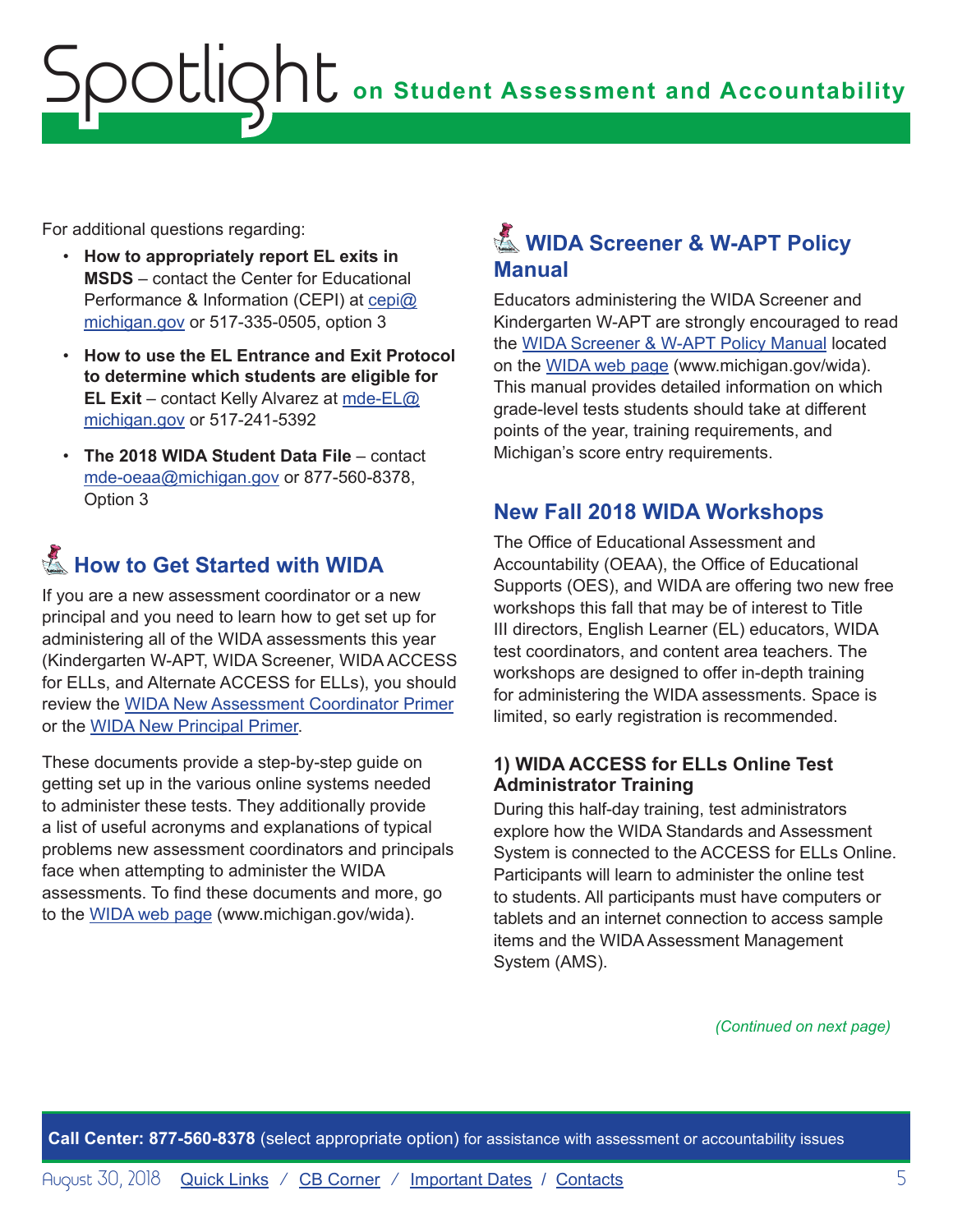For additional questions regarding:

- **How to appropriately report EL exits in MSDS** – contact the Center for Educational Performance & Information (CEPI) at cepi@michigan.gov or 517-335-0505, option 3
- **How to use the EL Entrance and Exit Protocol to determine which students are eligible for EL Exit** – contact Kelly Alvarez at mde-EL@michigan.gov or 517-241-5392
- **The 2018 WIDA Student Data File** – contact mde-oeaa@michigan.gov or 877-560-8378, Option 3

## How to Get Started with WIDA

If you are a new assessment coordinator or a new principal and you need to learn how to get set up for administering all of the WIDA assessments this year (Kindergarten W-APT, WIDA Screener, WIDA ACCESS for ELLs, and Alternate ACCESS for ELLs), you should review the WIDA New Assessment Coordinator Primer or the WIDA New Principal Primer.

These documents provide a step-by-step guide on getting set up in the various online systems needed to administer these tests. They additionally provide a list of useful acronyms and explanations of typical problems new assessment coordinators and principals face when attempting to administer the WIDA assessments. To find these documents and more, go to the WIDA web page (www.michigan.gov/wida).

## WIDA Screener & W-APT Policy Manual

Educators administering the WIDA Screener and Kindergarten W-APT are strongly encouraged to read the WIDA Screener & W-APT Policy Manual located on the WIDA web page (www.michigan.gov/wida). This manual provides detailed information on which grade-level tests students should take at different points of the year, training requirements, and Michigan's score entry requirements.

## New Fall 2018 WIDA Workshops

The Office of Educational Assessment and Accountability (OEAA), the Office of Educational Supports (OES), and WIDA are offering two new free workshops this fall that may be of interest to Title III directors, English Learner (EL) educators, WIDA test coordinators, and content area teachers. The workshops are designed to offer in-depth training for administering the WIDA assessments. Space is limited, so early registration is recommended.

### 1) WIDA ACCESS for ELLs Online Test Administrator Training

During this half-day training, test administrators explore how the WIDA Standards and Assessment System is connected to the ACCESS for ELLs Online. Participants will learn to administer the online test to students. All participants must have computers or tablets and an internet connection to access sample items and the WIDA Assessment Management System (AMS).

*(Continued on next page)*

**Call Center: 877-560-8378** (select appropriate option) for assistance with assessment or accountability issues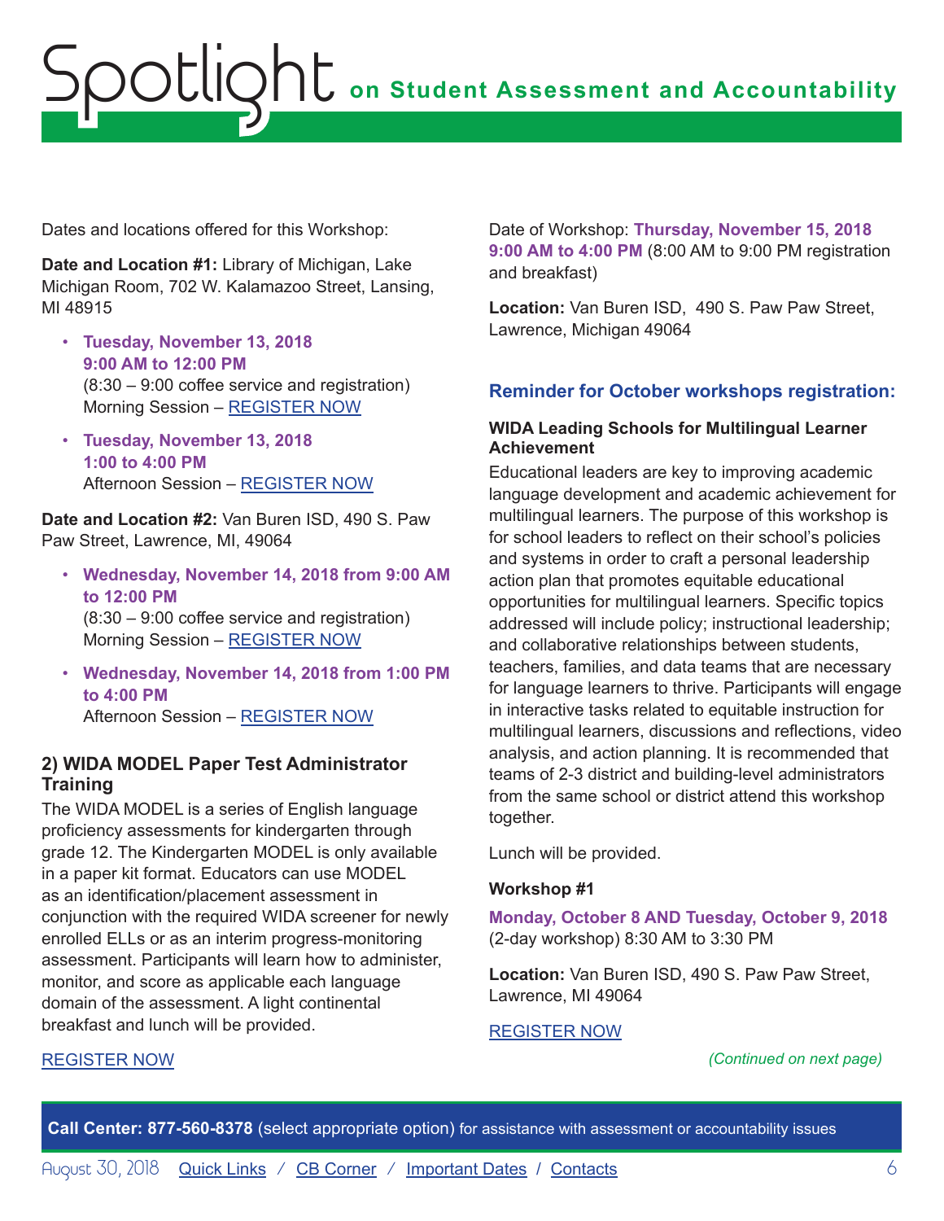Dates and locations offered for this Workshop:

**Date and Location #1:** Library of Michigan, Lake Michigan Room, 702 W. Kalamazoo Street, Lansing, MI 48915

- **Tuesday, November 13, 2018**
  **9:00 AM to 12:00 PM**
  (8:30 – 9:00 coffee service and registration)
  Morning Session – REGISTER NOW
- **Tuesday, November 13, 2018**
  **1:00 to 4:00 PM**
  Afternoon Session – REGISTER NOW

**Date and Location #2:** Van Buren ISD, 490 S. Paw Paw Street, Lawrence, MI, 49064

- **Wednesday, November 14, 2018 from 9:00 AM to 12:00 PM**
  (8:30 – 9:00 coffee service and registration)
  Morning Session – REGISTER NOW
- **Wednesday, November 14, 2018 from 1:00 PM to 4:00 PM**
  Afternoon Session – REGISTER NOW

### 2) WIDA MODEL Paper Test Administrator Training

The WIDA MODEL is a series of English language proficiency assessments for kindergarten through grade 12. The Kindergarten MODEL is only available in a paper kit format. Educators can use MODEL as an identification/placement assessment in conjunction with the required WIDA screener for newly enrolled ELLs or as an interim progress-monitoring assessment. Participants will learn how to administer, monitor, and score as applicable each language domain of the assessment. A light continental breakfast and lunch will be provided.

REGISTER NOW

Date of Workshop: **Thursday, November 15, 2018 9:00 AM to 4:00 PM** (8:00 AM to 9:00 PM registration and breakfast)

**Location:** Van Buren ISD, 490 S. Paw Paw Street, Lawrence, Michigan 49064

### Reminder for October workshops registration:

**WIDA Leading Schools for Multilingual Learner Achievement**

Educational leaders are key to improving academic language development and academic achievement for multilingual learners. The purpose of this workshop is for school leaders to reflect on their school's policies and systems in order to craft a personal leadership action plan that promotes equitable educational opportunities for multilingual learners. Specific topics addressed will include policy; instructional leadership; and collaborative relationships between students, teachers, families, and data teams that are necessary for language learners to thrive. Participants will engage in interactive tasks related to equitable instruction for multilingual learners, discussions and reflections, video analysis, and action planning. It is recommended that teams of 2-3 district and building-level administrators from the same school or district attend this workshop together.

Lunch will be provided.

**Workshop #1**

**Monday, October 8 AND Tuesday, October 9, 2018** (2-day workshop) 8:30 AM to 3:30 PM

**Location:** Van Buren ISD, 490 S. Paw Paw Street, Lawrence, MI 49064

REGISTER NOW

*(Continued on next page)*

**Call Center: 877-560-8378** (select appropriate option) for assistance with assessment or accountability issues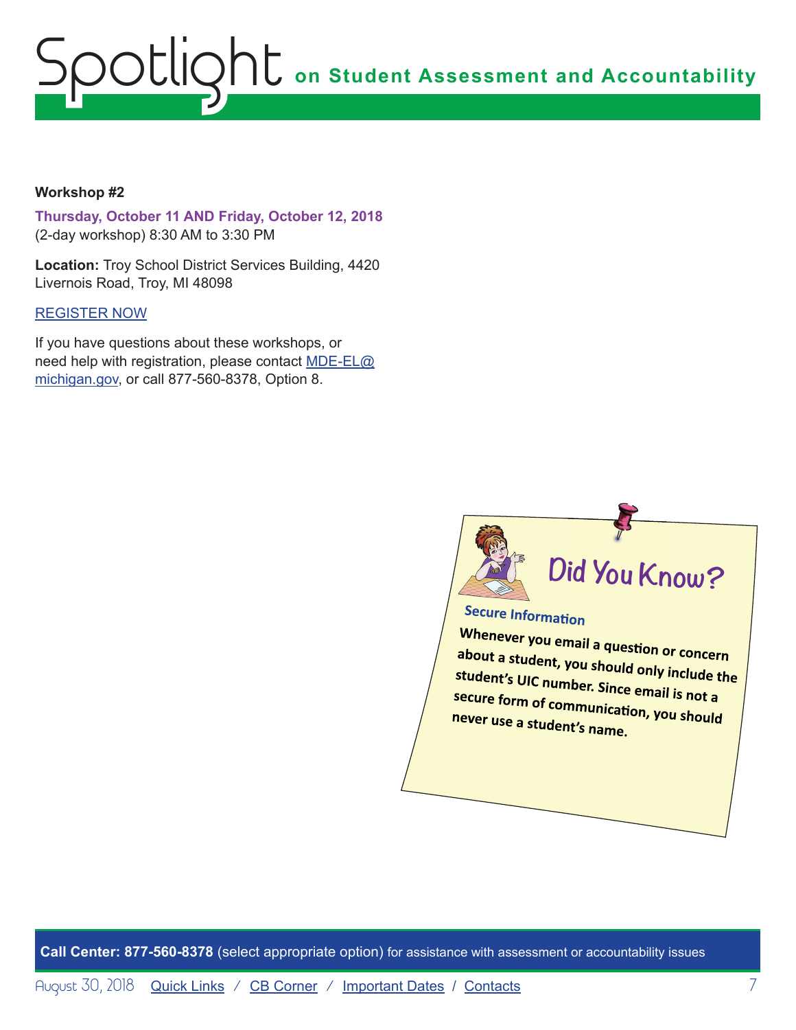**Workshop #2**

**Thursday, October 11 AND Friday, October 12, 2018**
(2-day workshop) 8:30 AM to 3:30 PM

**Location:** Troy School District Services Building, 4420 Livernois Road, Troy, MI 48098

REGISTER NOW

If you have questions about these workshops, or need help with registration, please contact MDE-EL@michigan.gov, or call 877-560-8378, Option 8.

## Did You Know?

### Secure Information

**Whenever you email a question or concern about a student, you should only include the student's UIC number. Since email is not a secure form of communication, you should never use a student's name.**

**Call Center: 877-560-8378** (select appropriate option) for assistance with assessment or accountability issues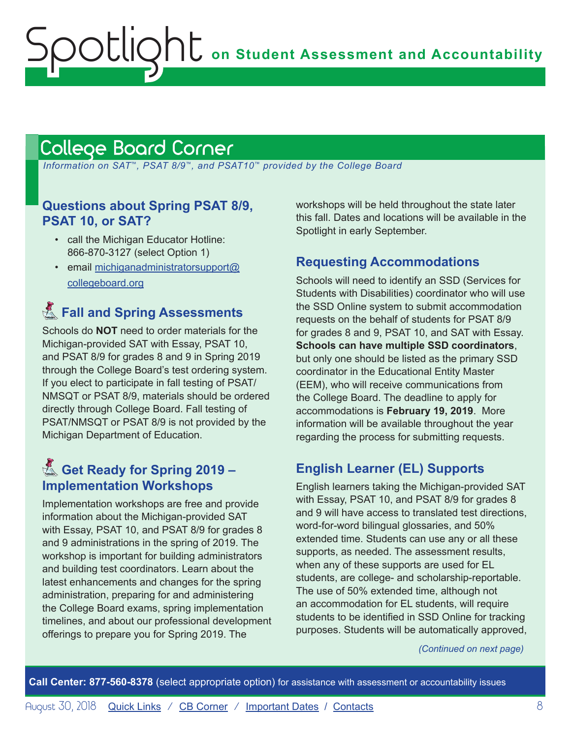## College Board Corner

*Information on SAT™, PSAT 8/9™, and PSAT10™ provided by the College Board*

### Questions about Spring PSAT 8/9, PSAT 10, or SAT?

- call the Michigan Educator Hotline: 866-870-3127 (select Option 1)
- email michiganadministratorsupport@collegeboard.org

### Fall and Spring Assessments

Schools do **NOT** need to order materials for the Michigan-provided SAT with Essay, PSAT 10, and PSAT 8/9 for grades 8 and 9 in Spring 2019 through the College Board's test ordering system. If you elect to participate in fall testing of PSAT/NMSQT or PSAT 8/9, materials should be ordered directly through College Board. Fall testing of PSAT/NMSQT or PSAT 8/9 is not provided by the Michigan Department of Education.

### Get Ready for Spring 2019 – Implementation Workshops

Implementation workshops are free and provide information about the Michigan-provided SAT with Essay, PSAT 10, and PSAT 8/9 for grades 8 and 9 administrations in the spring of 2019. The workshop is important for building administrators and building test coordinators. Learn about the latest enhancements and changes for the spring administration, preparing for and administering the College Board exams, spring implementation timelines, and about our professional development offerings to prepare you for Spring 2019. The workshops will be held throughout the state later this fall. Dates and locations will be available in the Spotlight in early September.

### Requesting Accommodations

Schools will need to identify an SSD (Services for Students with Disabilities) coordinator who will use the SSD Online system to submit accommodation requests on the behalf of students for PSAT 8/9 for grades 8 and 9, PSAT 10, and SAT with Essay. **Schools can have multiple SSD coordinators**, but only one should be listed as the primary SSD coordinator in the Educational Entity Master (EEM), who will receive communications from the College Board. The deadline to apply for accommodations is **February 19, 2019**. More information will be available throughout the year regarding the process for submitting requests.

### English Learner (EL) Supports

English learners taking the Michigan-provided SAT with Essay, PSAT 10, and PSAT 8/9 for grades 8 and 9 will have access to translated test directions, word-for-word bilingual glossaries, and 50% extended time. Students can use any or all these supports, as needed. The assessment results, when any of these supports are used for EL students, are college- and scholarship-reportable. The use of 50% extended time, although not an accommodation for EL students, will require students to be identified in SSD Online for tracking purposes. Students will be automatically approved,

*(Continued on next page)*

**Call Center: 877-560-8378** (select appropriate option) for assistance with assessment or accountability issues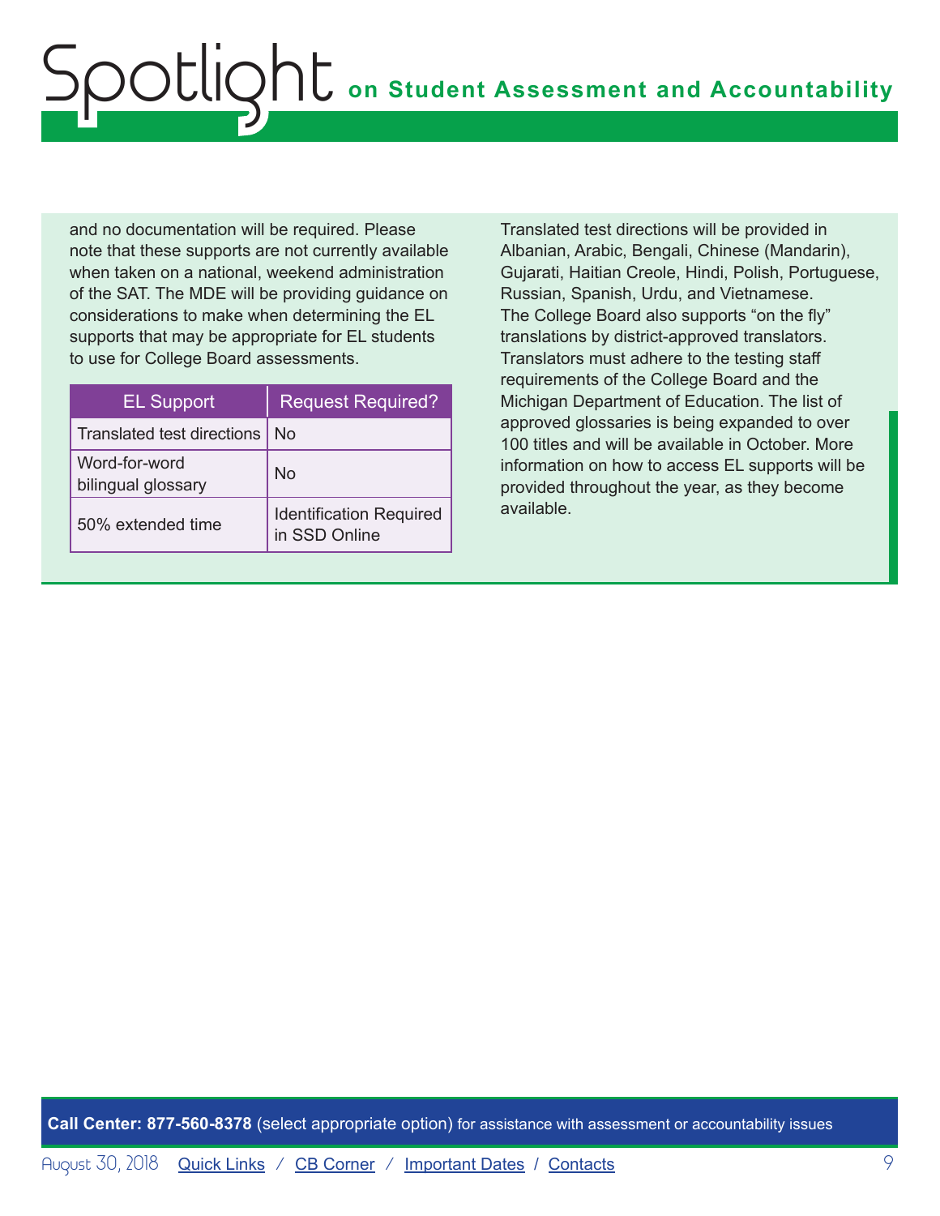and no documentation will be required. Please note that these supports are not currently available when taken on a national, weekend administration of the SAT. The MDE will be providing guidance on considerations to make when determining the EL supports that may be appropriate for EL students to use for College Board assessments.

| EL Support | Request Required? |
| --- | --- |
| Translated test directions | No |
| Word-for-word bilingual glossary | No |
| 50% extended time | Identification Required in SSD Online |

Translated test directions will be provided in Albanian, Arabic, Bengali, Chinese (Mandarin), Gujarati, Haitian Creole, Hindi, Polish, Portuguese, Russian, Spanish, Urdu, and Vietnamese. The College Board also supports "on the fly" translations by district-approved translators. Translators must adhere to the testing staff requirements of the College Board and the Michigan Department of Education. The list of approved glossaries is being expanded to over 100 titles and will be available in October. More information on how to access EL supports will be provided throughout the year, as they become available.

**Call Center: 877-560-8378** (select appropriate option) for assistance with assessment or accountability issues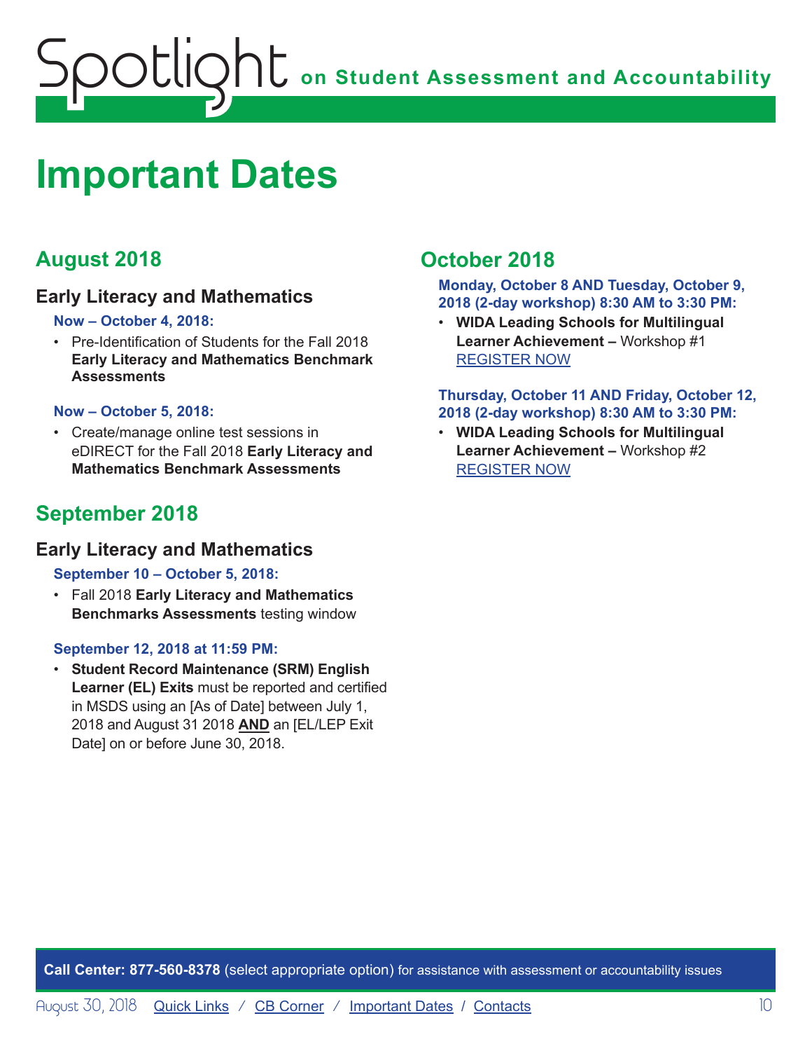# Important Dates

## August 2018

### Early Literacy and Mathematics

**Now – October 4, 2018:**

- Pre-Identification of Students for the Fall 2018 **Early Literacy and Mathematics Benchmark Assessments**

**Now – October 5, 2018:**

- Create/manage online test sessions in eDIRECT for the Fall 2018 **Early Literacy and Mathematics Benchmark Assessments**

## September 2018

### Early Literacy and Mathematics

**September 10 – October 5, 2018:**

- Fall 2018 **Early Literacy and Mathematics Benchmarks Assessments** testing window

**September 12, 2018 at 11:59 PM:**

- **Student Record Maintenance (SRM) English Learner (EL) Exits** must be reported and certified in MSDS using an [As of Date] between July 1, 2018 and August 31 2018 **AND** an [EL/LEP Exit Date] on or before June 30, 2018.

## October 2018

**Monday, October 8 AND Tuesday, October 9, 2018 (2-day workshop) 8:30 AM to 3:30 PM:**

- **WIDA Leading Schools for Multilingual Learner Achievement –** Workshop #1 [REGISTER NOW]

**Thursday, October 11 AND Friday, October 12, 2018 (2-day workshop) 8:30 AM to 3:30 PM:**

- **WIDA Leading Schools for Multilingual Learner Achievement –** Workshop #2 [REGISTER NOW]

**Call Center: 877-560-8378** (select appropriate option) for assistance with assessment or accountability issues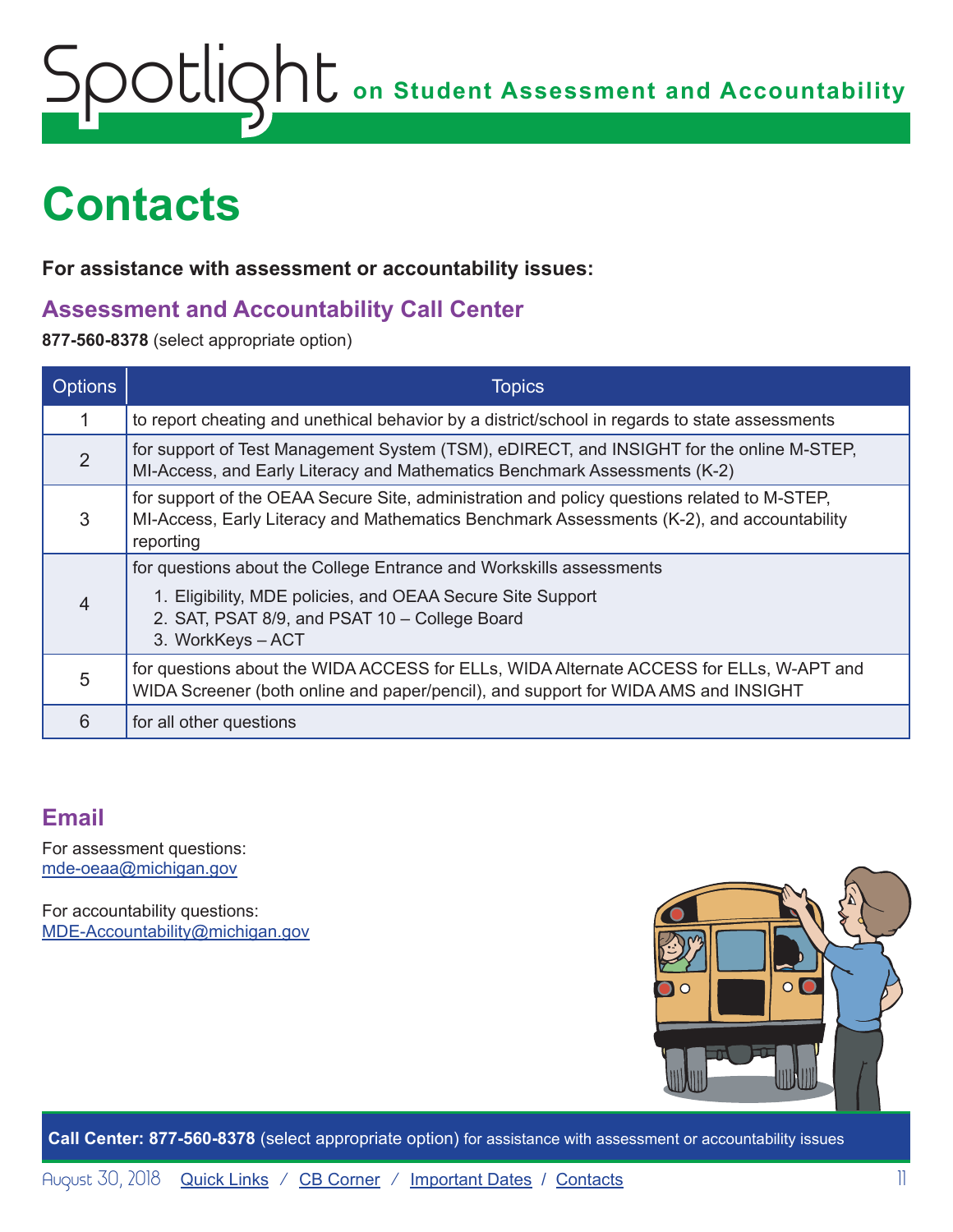# Contacts

**For assistance with assessment or accountability issues:**

## Assessment and Accountability Call Center

**877-560-8378** (select appropriate option)

| Options | Topics |
|---|---|
| 1 | to report cheating and unethical behavior by a district/school in regards to state assessments |
| 2 | for support of Test Management System (TSM), eDIRECT, and INSIGHT for the online M-STEP, MI-Access, and Early Literacy and Mathematics Benchmark Assessments (K-2) |
| 3 | for support of the OEAA Secure Site, administration and policy questions related to M-STEP, MI-Access, Early Literacy and Mathematics Benchmark Assessments (K-2), and accountability reporting |
| 4 | for questions about the College Entrance and Workskills assessments<br>1. Eligibility, MDE policies, and OEAA Secure Site Support<br>2. SAT, PSAT 8/9, and PSAT 10 – College Board<br>3. WorkKeys – ACT |
| 5 | for questions about the WIDA ACCESS for ELLs, WIDA Alternate ACCESS for ELLs, W-APT and WIDA Screener (both online and paper/pencil), and support for WIDA AMS and INSIGHT |
| 6 | for all other questions |

## Email

For assessment questions:
mde-oeaa@michigan.gov

For accountability questions:
MDE-Accountability@michigan.gov

**Call Center: 877-560-8378** (select appropriate option) for assistance with assessment or accountability issues